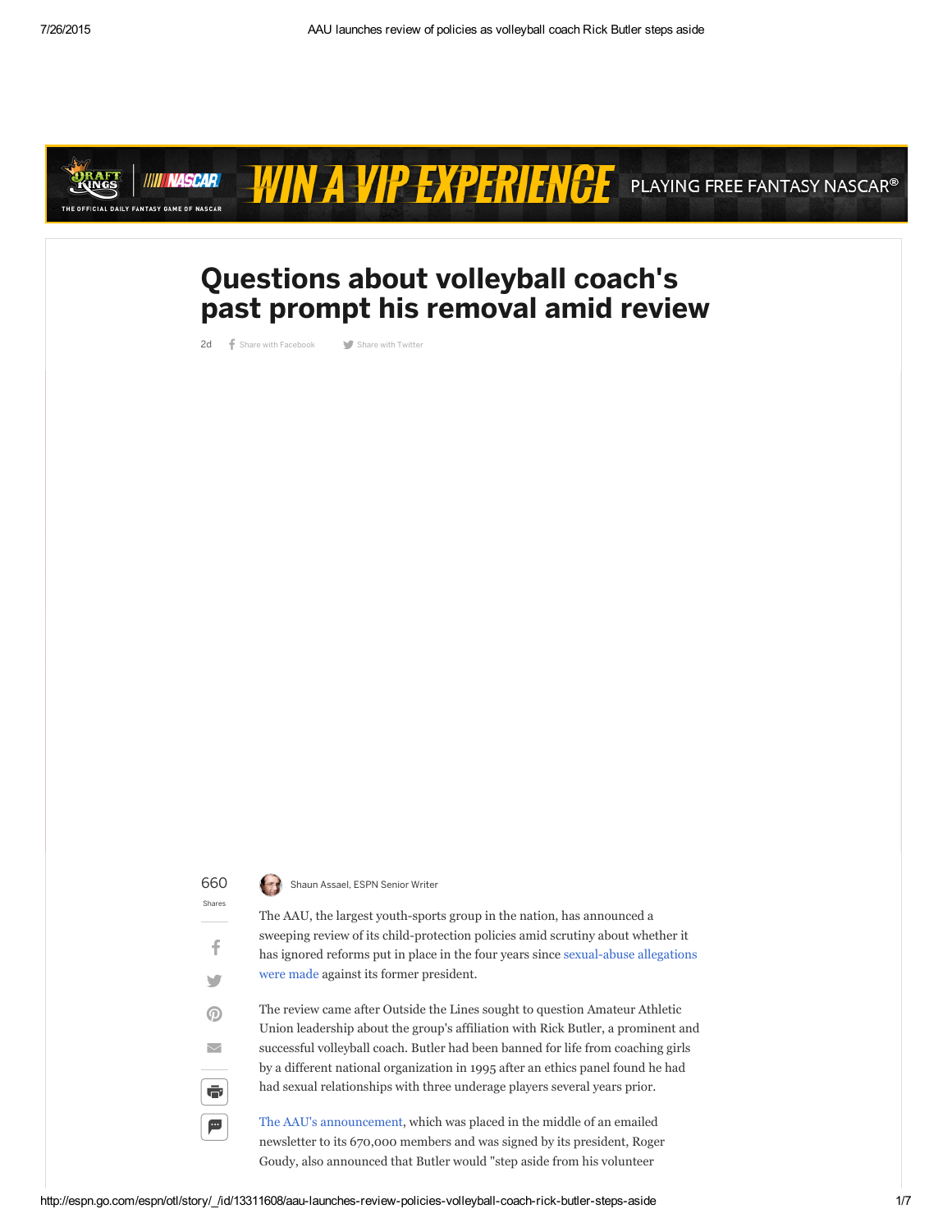# Questions about volleyball coach's past prompt his removal amid review

2d

Shaun Assael, ESPN Senior Writer

The AAU, the largest youth-sports group in the nation, has announced a sweeping review of its child-protection policies amid scrutiny about whether it has ignored reforms put in place in the four years since sexual-abuse allegations were made against its former president.

The review came after Outside the Lines sought to question Amateur Athletic Union leadership about the group's affiliation with Rick Butler, a prominent and successful volleyball coach. Butler had been banned for life from coaching girls by a different national organization in 1995 after an ethics panel found he had had sexual relationships with three underage players several years prior.

The AAU's announcement, which was placed in the middle of an emailed newsletter to its 670,000 members and was signed by its president, Roger Goudy, also announced that Butler would "step aside from his volunteer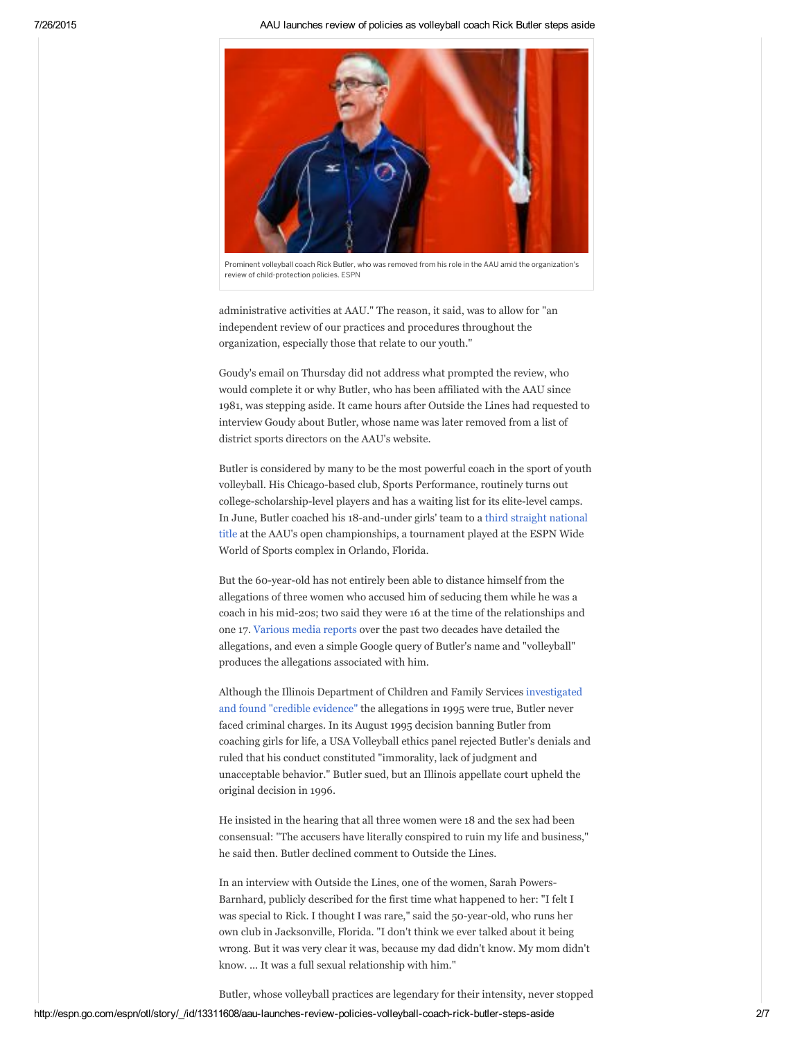Prominent volleyball coach Rick Butler, who was removed from his role in the AAU amid the organization's review of child-protection policies. ESPN

administrative activities at AAU." The reason, it said, was to allow for "an independent review of our practices and procedures throughout the organization, especially those that relate to our youth."

Goudy's email on Thursday did not address what prompted the review, who would complete it or why Butler, who has been affiliated with the AAU since 1981, was stepping aside. It came hours after Outside the Lines had requested to interview Goudy about Butler, whose name was later removed from a list of district sports directors on the AAU's website.

Butler is considered by many to be the most powerful coach in the sport of youth volleyball. His Chicago-based club, Sports Performance, routinely turns out college-scholarship-level players and has a waiting list for its elite-level camps. In June, Butler coached his 18-and-under girls' team to a third straight national title at the AAU's open championships, a tournament played at the ESPN Wide World of Sports complex in Orlando, Florida.

But the 60-year-old has not entirely been able to distance himself from the allegations of three women who accused him of seducing them while he was a coach in his mid-20s; two said they were 16 at the time of the relationships and one 17. Various media reports over the past two decades have detailed the allegations, and even a simple Google query of Butler's name and "volleyball" produces the allegations associated with him.

Although the Illinois Department of Children and Family Services investigated and found "credible evidence" the allegations in 1995 were true, Butler never faced criminal charges. In its August 1995 decision banning Butler from coaching girls for life, a USA Volleyball ethics panel rejected Butler's denials and ruled that his conduct constituted "immorality, lack of judgment and unacceptable behavior." Butler sued, but an Illinois appellate court upheld the original decision in 1996.

He insisted in the hearing that all three women were 18 and the sex had been consensual: "The accusers have literally conspired to ruin my life and business," he said then. Butler declined comment to Outside the Lines.

In an interview with Outside the Lines, one of the women, Sarah Powers-Barnhard, publicly described for the first time what happened to her: "I felt I was special to Rick. I thought I was rare," said the 50-year-old, who runs her own club in Jacksonville, Florida. "I don't think we ever talked about it being wrong. But it was very clear it was, because my dad didn't know. My mom didn't know. ... It was a full sexual relationship with him."

Butler, whose volleyball practices are legendary for their intensity, never stopped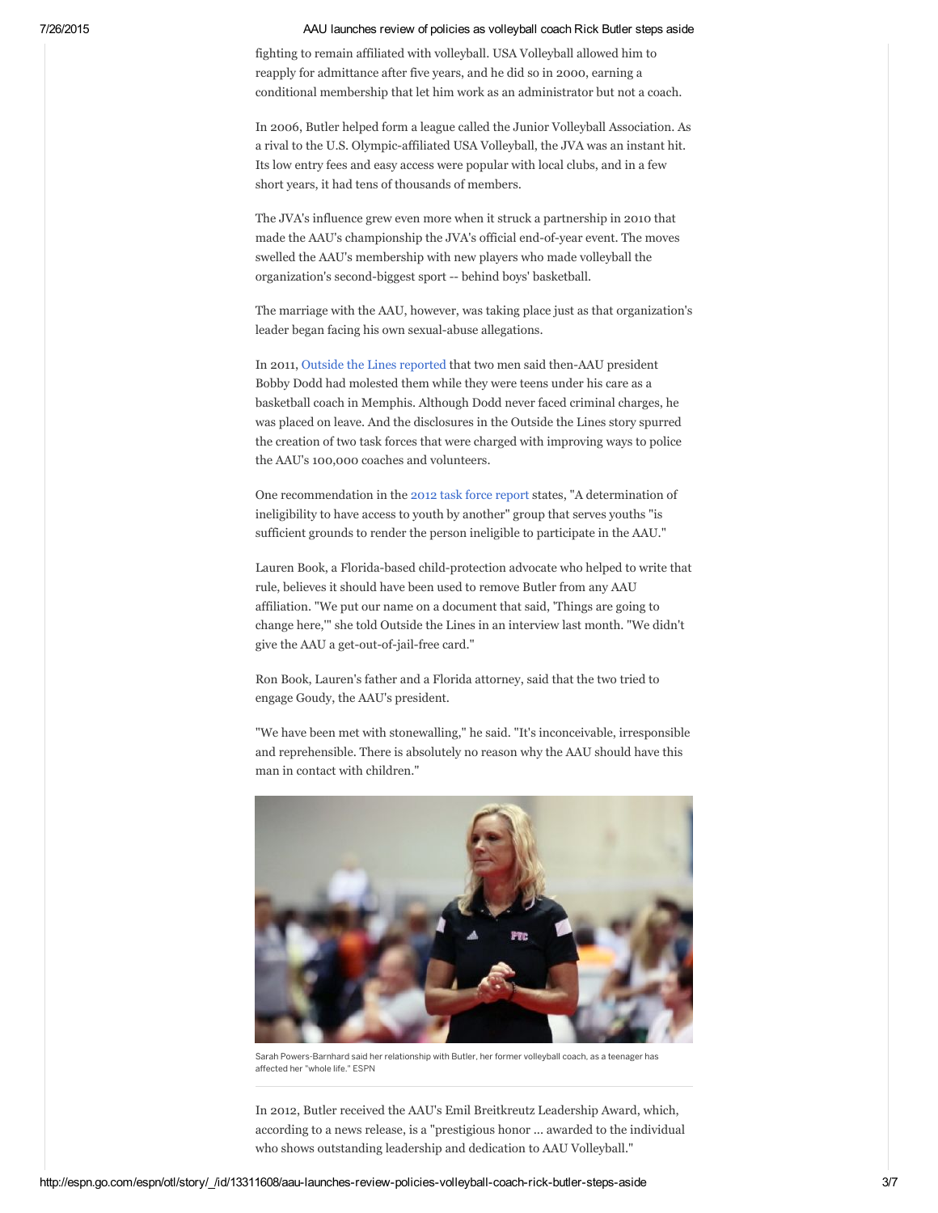fighting to remain affiliated with volleyball. USA Volleyball allowed him to reapply for admittance after five years, and he did so in 2000, earning a conditional membership that let him work as an administrator but not a coach.

In 2006, Butler helped form a league called the Junior Volleyball Association. As a rival to the U.S. Olympic-affiliated USA Volleyball, the JVA was an instant hit. Its low entry fees and easy access were popular with local clubs, and in a few short years, it had tens of thousands of members.

The JVA's influence grew even more when it struck a partnership in 2010 that made the AAU's championship the JVA's official end-of-year event. The moves swelled the AAU's membership with new players who made volleyball the organization's second-biggest sport -- behind boys' basketball.

The marriage with the AAU, however, was taking place just as that organization's leader began facing his own sexual-abuse allegations.

In 2011, Outside the Lines reported that two men said then-AAU president Bobby Dodd had molested them while they were teens under his care as a basketball coach in Memphis. Although Dodd never faced criminal charges, he was placed on leave. And the disclosures in the Outside the Lines story spurred the creation of two task forces that were charged with improving ways to police the AAU's 100,000 coaches and volunteers.

One recommendation in the 2012 task force report states, "A determination of ineligibility to have access to youth by another" group that serves youths "is sufficient grounds to render the person ineligible to participate in the AAU."

Lauren Book, a Florida-based child-protection advocate who helped to write that rule, believes it should have been used to remove Butler from any AAU affiliation. "We put our name on a document that said, 'Things are going to change here,'" she told Outside the Lines in an interview last month. "We didn't give the AAU a get-out-of-jail-free card."

Ron Book, Lauren's father and a Florida attorney, said that the two tried to engage Goudy, the AAU's president.

"We have been met with stonewalling," he said. "It's inconceivable, irresponsible and reprehensible. There is absolutely no reason why the AAU should have this man in contact with children."

Sarah Powers-Barnhard said her relationship with Butler, her former volleyball coach, as a teenager has affected her "whole life." ESPN

In 2012, Butler received the AAU's Emil Breitkreutz Leadership Award, which, according to a news release, is a "prestigious honor ... awarded to the individual who shows outstanding leadership and dedication to AAU Volleyball."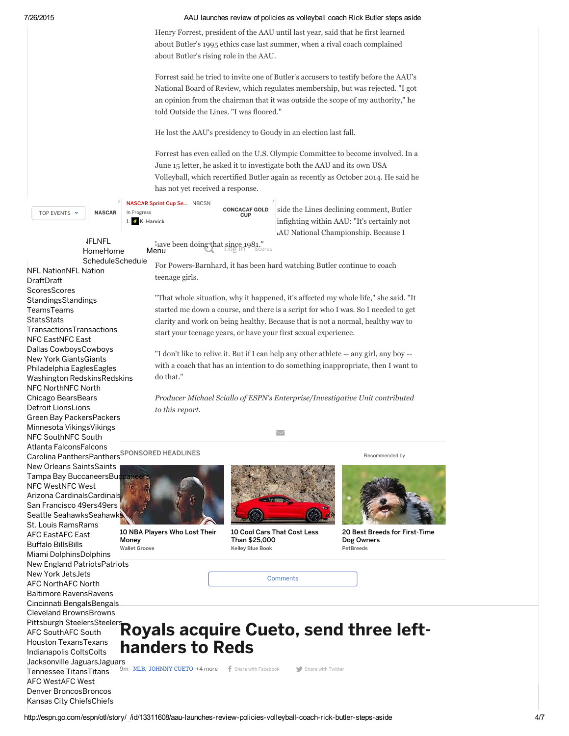Henry Forrest, president of the AAU until last year, said that he first learned about Butler's 1995 ethics case last summer, when a rival coach complained about Butler's rising role in the AAU.

Forrest said he tried to invite one of Butler's accusers to testify before the AAU's National Board of Review, which regulates membership, but was rejected. "I got an opinion from the chairman that it was outside the scope of my authority," he told Outside the Lines. "I was floored."

He lost the AAU's presidency to Goudy in an election last fall.

Forrest has even called on the U.S. Olympic Committee to become involved. In a June 15 letter, he asked it to investigate both the AAU and its own USA Volleyball, which recertified Butler again as recently as October 2014. He said he has not yet received a response.

...side the Lines declining comment, Butler ...infighting within AAU: "It's certainly not ...AU National Championship. Because I ...have been doing that since 1981."

For Powers-Barnhard, it has been hard watching Butler continue to coach teenage girls.

"That whole situation, why it happened, it's affected my whole life," she said. "It started me down a course, and there is a script for who I was. So I needed to get clarity and work on being healthy. Because that is not a normal, healthy way to start your teenage years, or have your first sexual experience.

"I don't like to relive it. But if I can help any other athlete -- any girl, any boy -- with a coach that has an intention to do something inappropriate, then I want to do that."

*Producer Michael Sciallo of ESPN's Enterprise/Investigative Unit contributed to this report.*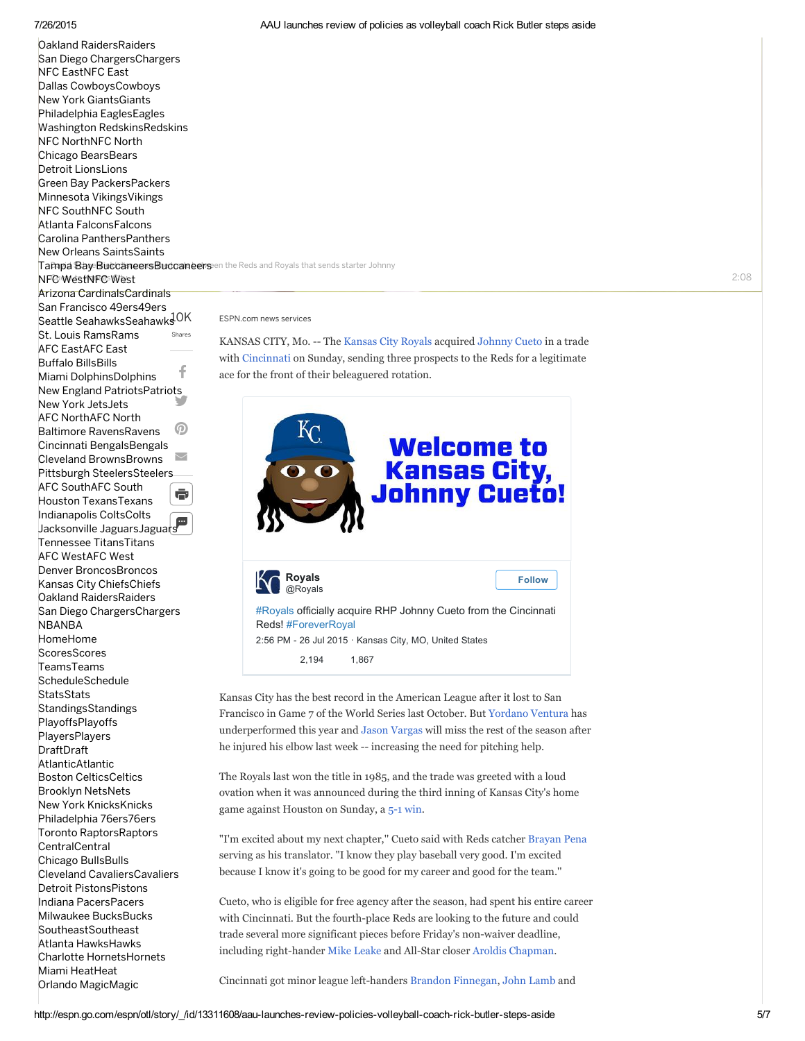Oakland RaidersRaiders
San Diego ChargersChargers
NFC EastNFC East
Dallas CowboysCowboys
New York GiantsGiants
Philadelphia EaglesEagles
Washington RedskinsRedskins
NFC NorthNFC North
Chicago BearsBears
Detroit LionsLions
Green Bay PackersPackers
Minnesota VikingsVikings
NFC SouthNFC South
Atlanta FalconsFalcons
Carolina PanthersPanthers
New Orleans SaintsSaints
Tampa Bay BuccaneersBuccaneers
NFC WestNFC West
Arizona CardinalsCardinals
San Francisco 49ers49ers
Seattle SeahawksSeahawks
St. Louis RamsRams
AFC EastAFC East
Buffalo BillsBills
Miami DolphinsDolphins
New England PatriotsPatriots
New York JetsJets
AFC NorthAFC North
Baltimore RavensRavens
Cincinnati BengalsBengals
Cleveland BrownsBrowns
Pittsburgh SteelersSteelers
AFC SouthAFC South
Houston TexansTexans
Indianapolis ColtsColts
Jacksonville JaguarsJaguars
Tennessee TitansTitans
AFC WestAFC West
Denver BroncosBroncos
Kansas City ChiefsChiefs
Oakland RaidersRaiders
San Diego ChargersChargers
NBANBA
HomeHome
ScoresScores
TeamsTeams
ScheduleSchedule
StatsStats
StandingsStandings
PlayoffsPlayoffs
PlayersPlayers
DraftDraft
AtlanticAtlantic
Boston CelticsCeltics
Brooklyn NetsNets
New York KnicksKnicks
Philadelphia 76ers76ers
Toronto RaptorsRaptors
CentralCentral
Chicago BullsBulls
Cleveland CavaliersCavaliers
Detroit PistonsPistons
Indiana PacersPacers
Milwaukee BucksBucks
SoutheastSoutheast
Atlanta HawksHawks
Charlotte HornetsHornets
Miami HeatHeat
Orlando MagicMagic

...en the Reds and Royals that sends starter Johnny

2:08

10K Shares

ESPN.com news services

KANSAS CITY, Mo. -- The Kansas City Royals acquired Johnny Cueto in a trade with Cincinnati on Sunday, sending three prospects to the Reds for a legitimate ace for the front of their beleaguered rotation.

Welcome to Kansas City, Johnny Cueto!

Royals @Royals Follow

#Royals officially acquire RHP Johnny Cueto from the Cincinnati Reds! #ForeverRoyal
2:56 PM - 26 Jul 2015 · Kansas City, MO, United States
2,194 1,867

Kansas City has the best record in the American League after it lost to San Francisco in Game 7 of the World Series last October. But Yordano Ventura has underperformed this year and Jason Vargas will miss the rest of the season after he injured his elbow last week -- increasing the need for pitching help.

The Royals last won the title in 1985, and the trade was greeted with a loud ovation when it was announced during the third inning of Kansas City's home game against Houston on Sunday, a 5-1 win.

"I'm excited about my next chapter," Cueto said with Reds catcher Brayan Pena serving as his translator. "I know they play baseball very good. I'm excited because I know it's going to be good for my career and good for the team."

Cueto, who is eligible for free agency after the season, had spent his entire career with Cincinnati. But the fourth-place Reds are looking to the future and could trade several more significant pieces before Friday's non-waiver deadline, including right-hander Mike Leake and All-Star closer Aroldis Chapman.

Cincinnati got minor league left-handers Brandon Finnegan, John Lamb and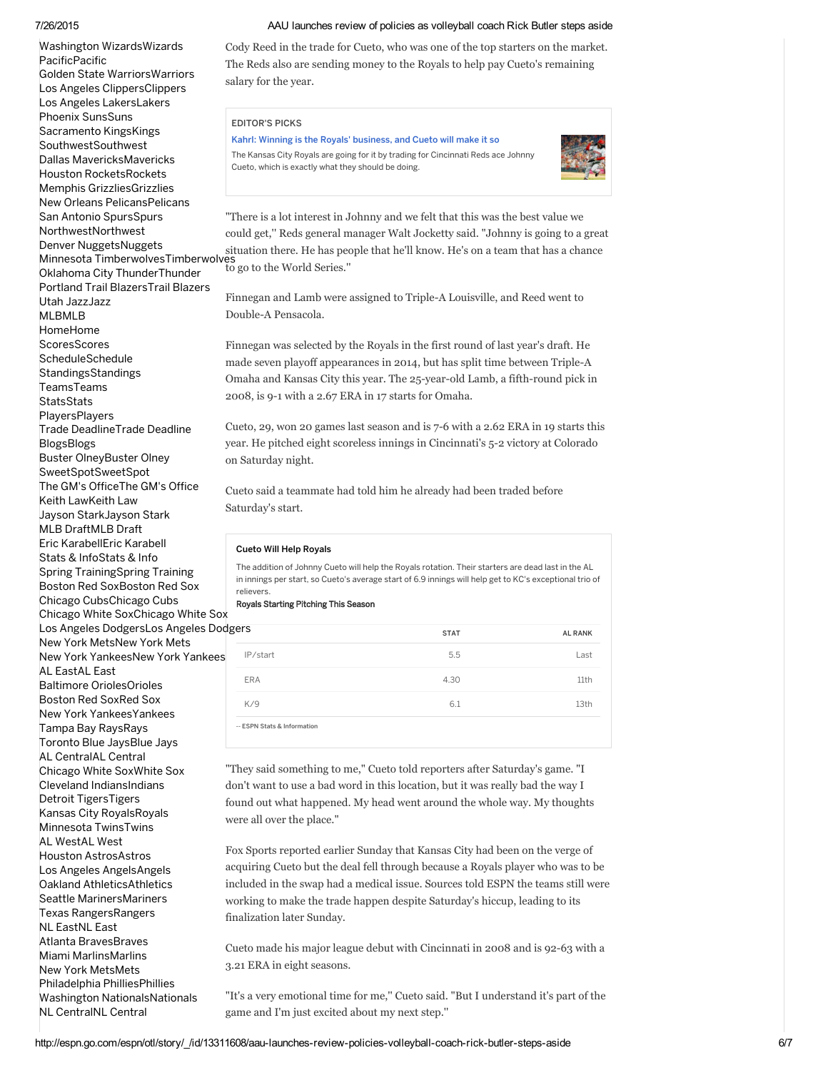Washington WizardsWizards
PacificPacific
Golden State WarriorsWarriors
Los Angeles ClippersClippers
Los Angeles LakersLakers
Phoenix SunsSuns
Sacramento KingsKings
SouthwestSouthwest
Dallas MavericksMavericks
Houston RocketsRockets
Memphis GrizzliesGrizzlies
New Orleans PelicansPelicans
San Antonio SpursSpurs
NorthwestNorthwest
Denver NuggetsNuggets
Minnesota TimberwolvesTimberwolves
Oklahoma City ThunderThunder
Portland Trail BlazersTrail Blazers
Utah JazzJazz
MLBMLB
HomeHome
ScoresScores
ScheduleSchedule
StandingsStandings
TeamsTeams
StatsStats
PlayersPlayers
Trade DeadlineTrade Deadline
BlogsBlogs
Buster OlneyBuster Olney
SweetSpotSweetSpot
The GM's OfficeThe GM's Office
Keith LawKeith Law
Jayson StarkJayson Stark
MLB DraftMLB Draft
Eric KarabellEric Karabell
Stats & InfoStats & Info
Spring TrainingSpring Training
Boston Red SoxBoston Red Sox
Chicago CubsChicago Cubs
Chicago White SoxChicago White Sox
Los Angeles DodgersLos Angeles Dodgers
New York MetsNew York Mets
New York YankeesNew York Yankees
AL EastAL East
Baltimore OriolesOrioles
Boston Red SoxRed Sox
New York YankeesYankees
Tampa Bay RaysRays
Toronto Blue JaysBlue Jays
AL CentralAL Central
Chicago White SoxWhite Sox
Cleveland IndiansIndians
Detroit TigersTigers
Kansas City RoyalsRoyals
Minnesota TwinsTwins
AL WestAL West
Houston AstrosAstros
Los Angeles AngelsAngels
Oakland AthleticsAthletics
Seattle MarinersMariners
Texas RangersRangers
NL EastNL East
Atlanta BravesBraves
Miami MarlinsMarlins
New York MetsMets
Philadelphia PhilliesPhillies
Washington NationalsNationals
NL CentralNL Central

Cody Reed in the trade for Cueto, who was one of the top starters on the market. The Reds also are sending money to the Royals to help pay Cueto's remaining salary for the year.

EDITOR'S PICKS

**Kahrl: Winning is the Royals' business, and Cueto will make it so**

The Kansas City Royals are going for it by trading for Cincinnati Reds ace Johnny Cueto, which is exactly what they should be doing.

"There is a lot interest in Johnny and we felt that this was the best value we could get,'' Reds general manager Walt Jocketty said. "Johnny is going to a great situation there. He has people that he'll know. He's on a team that has a chance to go to the World Series.''

Finnegan and Lamb were assigned to Triple-A Louisville, and Reed went to Double-A Pensacola.

Finnegan was selected by the Royals in the first round of last year's draft. He made seven playoff appearances in 2014, but has split time between Triple-A Omaha and Kansas City this year. The 25-year-old Lamb, a fifth-round pick in 2008, is 9-1 with a 2.67 ERA in 17 starts for Omaha.

Cueto, 29, won 20 games last season and is 7-6 with a 2.62 ERA in 19 starts this year. He pitched eight scoreless innings in Cincinnati's 5-2 victory at Colorado on Saturday night.

Cueto said a teammate had told him he already had been traded before Saturday's start.

**Cueto Will Help Royals**

The addition of Johnny Cueto will help the Royals rotation. Their starters are dead last in the AL in innings per start, so Cueto's average start of 6.9 innings will help get to KC's exceptional trio of relievers.

**Royals Starting Pitching This Season**

| | STAT | AL RANK |
|---|---|---|
| IP/start | 5.5 | Last |
| ERA | 4.30 | 11th |
| K/9 | 6.1 | 13th |

-- ESPN Stats & Information

"They said something to me," Cueto told reporters after Saturday's game. "I don't want to use a bad word in this location, but it was really bad the way I found out what happened. My head went around the whole way. My thoughts were all over the place."

Fox Sports reported earlier Sunday that Kansas City had been on the verge of acquiring Cueto but the deal fell through because a Royals player who was to be included in the swap had a medical issue. Sources told ESPN the teams still were working to make the trade happen despite Saturday's hiccup, leading to its finalization later Sunday.

Cueto made his major league debut with Cincinnati in 2008 and is 92-63 with a 3.21 ERA in eight seasons.

"It's a very emotional time for me," Cueto said. "But I understand it's part of the game and I'm just excited about my next step."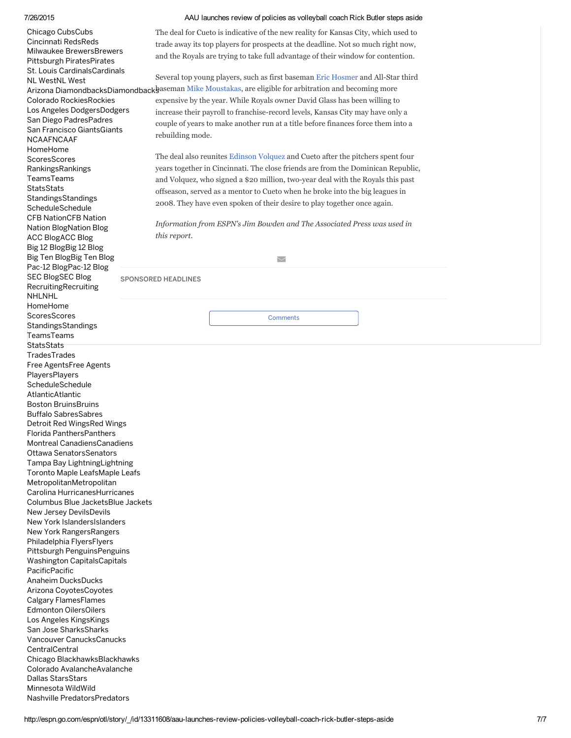Chicago CubsCubs
Cincinnati RedsReds
Milwaukee BrewersBrewers
Pittsburgh PiratesPirates
St. Louis CardinalsCardinals
NL WestNL West
Arizona DiamondbacksDiamondbacks
Colorado RockiesRockies
Los Angeles DodgersDodgers
San Diego PadresPadres
San Francisco GiantsGiants
NCAAFNCAAF
HomeHome
ScoresScores
RankingsRankings
TeamsTeams
StatsStats
StandingsStandings
ScheduleSchedule
CFB NationCFB Nation
Nation BlogNation Blog
ACC BlogACC Blog
Big 12 BlogBig 12 Blog
Big Ten BlogBig Ten Blog
Pac-12 BlogPac-12 Blog
SEC BlogSEC Blog
RecruitingRecruiting
NHLNHL
HomeHome
ScoresScores
StandingsStandings
TeamsTeams
StatsStats
TradesTrades
Free AgentsFree Agents
PlayersPlayers
ScheduleSchedule
AtlanticAtlantic
Boston BruinsBruins
Buffalo SabresSabres
Detroit Red WingsRed Wings
Florida PanthersPanthers
Montreal CanadiensCanadiens
Ottawa SenatorsSenators
Tampa Bay LightningLightning
Toronto Maple LeafsMaple Leafs
MetropolitanMetropolitan
Carolina HurricanesHurricanes
Columbus Blue JacketsBlue Jackets
New Jersey DevilsDevils
New York IslandersIslanders
New York RangersRangers
Philadelphia FlyersFlyers
Pittsburgh PenguinsPenguins
Washington CapitalsCapitals
PacificPacific
Anaheim DucksDucks
Arizona CoyotesCoyotes
Calgary FlamesFlames
Edmonton OilersOilers
Los Angeles KingsKings
San Jose SharksSharks
Vancouver CanucksCanucks
CentralCentral
Chicago BlackhawksBlackhawks
Colorado AvalancheAvalanche
Dallas StarsStars
Minnesota WildWild
Nashville PredatorsPredators

The deal for Cueto is indicative of the new reality for Kansas City, which used to trade away its top players for prospects at the deadline. Not so much right now, and the Royals are trying to take full advantage of their window for contention.

Several top young players, such as first baseman Eric Hosmer and All-Star third baseman Mike Moustakas, are eligible for arbitration and becoming more expensive by the year. While Royals owner David Glass has been willing to increase their payroll to franchise-record levels, Kansas City may have only a couple of years to make another run at a title before finances force them into a rebuilding mode.

The deal also reunites Edinson Volquez and Cueto after the pitchers spent four years together in Cincinnati. The close friends are from the Dominican Republic, and Volquez, who signed a $20 million, two-year deal with the Royals this past offseason, served as a mentor to Cueto when he broke into the big leagues in 2008. They have even spoken of their desire to play together once again.

*Information from ESPN's Jim Bowden and The Associated Press was used in this report.*

SPONSORED HEADLINES

Comments